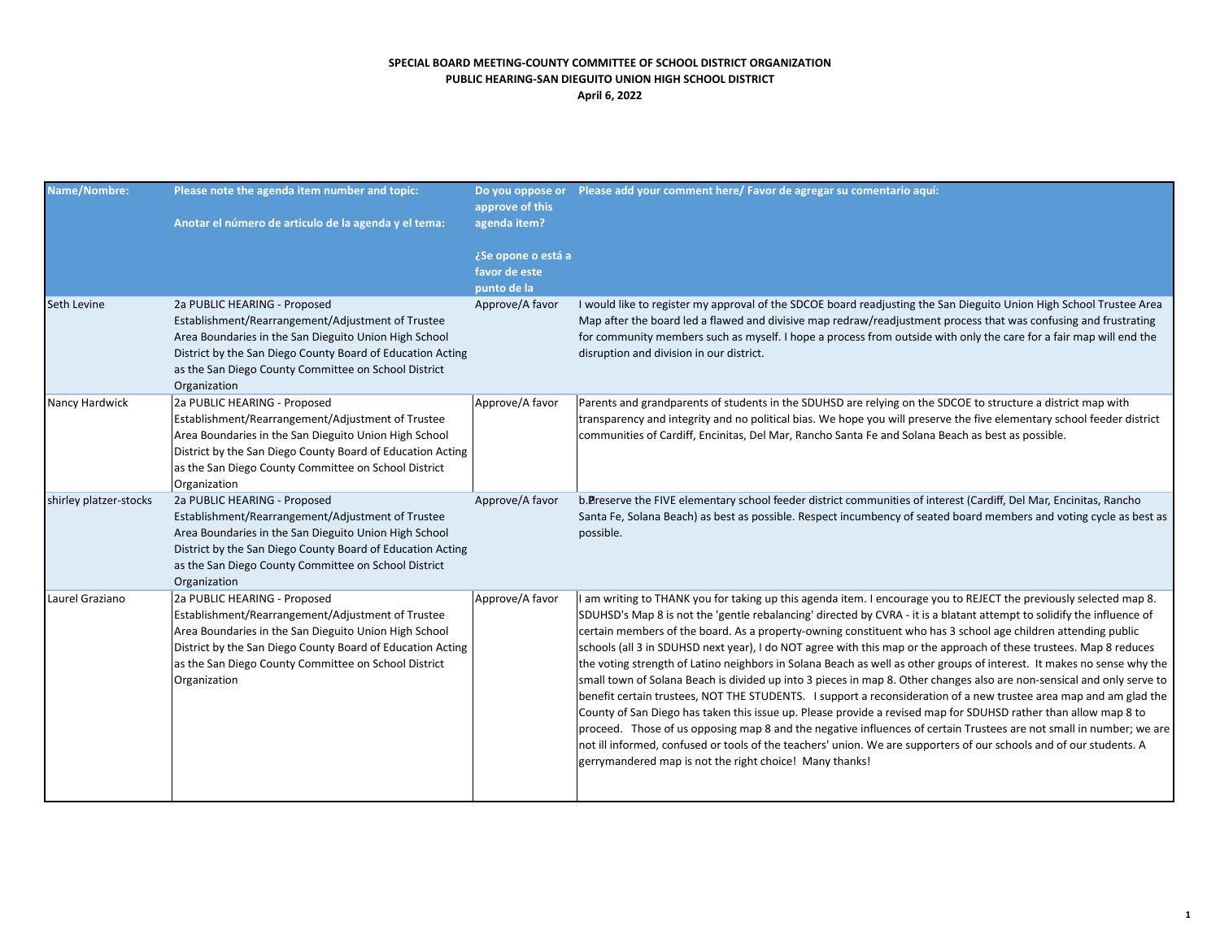**SPECIAL BOARD MEETING-COUNTY COMMITTEE OF SCHOOL DISTRICT ORGANIZATION**
**PUBLIC HEARING-SAN DIEGUITO UNION HIGH SCHOOL DISTRICT**
**April 6, 2022**

| Name/Nombre: | Please note the agenda item number and topic: Anotar el número de articulo de la agenda y el tema: | Do you oppose or approve of this agenda item? ¿Se opone o está a favor de este punto de la | Please add your comment here/ Favor de agregar su comentario aquí: |
|---|---|---|---|
| Seth Levine | 2a PUBLIC HEARING - Proposed Establishment/Rearrangement/Adjustment of Trustee Area Boundaries in the San Dieguito Union High School District by the San Diego County Board of Education Acting as the San Diego County Committee on School District Organization | Approve/A favor | I would like to register my approval of the SDCOE board readjusting the San Dieguito Union High School Trustee Area Map after the board led a flawed and divisive map redraw/readjustment process that was confusing and frustrating for community members such as myself. I hope a process from outside with only the care for a fair map will end the disruption and division in our district. |
| Nancy Hardwick | 2a PUBLIC HEARING - Proposed Establishment/Rearrangement/Adjustment of Trustee Area Boundaries in the San Dieguito Union High School District by the San Diego County Board of Education Acting as the San Diego County Committee on School District Organization | Approve/A favor | Parents and grandparents of students in the SDUHSD are relying on the SDCOE to structure a district map with transparency and integrity and no political bias. We hope you will preserve the five elementary school feeder district communities of Cardiff, Encinitas, Del Mar, Rancho Santa Fe and Solana Beach as best as possible. |
| shirley platzer-stocks | 2a PUBLIC HEARING - Proposed Establishment/Rearrangement/Adjustment of Trustee Area Boundaries in the San Dieguito Union High School District by the San Diego County Board of Education Acting as the San Diego County Committee on School District Organization | Approve/A favor | b.Preserve the FIVE elementary school feeder district communities of interest (Cardiff, Del Mar, Encinitas, Rancho Santa Fe, Solana Beach) as best as possible. Respect incumbency of seated board members and voting cycle as best as possible. |
| Laurel Graziano | 2a PUBLIC HEARING - Proposed Establishment/Rearrangement/Adjustment of Trustee Area Boundaries in the San Dieguito Union High School District by the San Diego County Board of Education Acting as the San Diego County Committee on School District Organization | Approve/A favor | I am writing to THANK you for taking up this agenda item. I encourage you to REJECT the previously selected map 8. SDUHSD's Map 8 is not the 'gentle rebalancing' directed by CVRA - it is a blatant attempt to solidify the influence of certain members of the board. As a property-owning constituent who has 3 school age children attending public schools (all 3 in SDUHSD next year), I do NOT agree with this map or the approach of these trustees. Map 8 reduces the voting strength of Latino neighbors in Solana Beach as well as other groups of interest. It makes no sense why the small town of Solana Beach is divided up into 3 pieces in map 8. Other changes also are non-sensical and only serve to benefit certain trustees, NOT THE STUDENTS. I support a reconsideration of a new trustee area map and am glad the County of San Diego has taken this issue up. Please provide a revised map for SDUHSD rather than allow map 8 to proceed. Those of us opposing map 8 and the negative influences of certain Trustees are not small in number; we are not ill informed, confused or tools of the teachers' union. We are supporters of our schools and of our students. A gerrymandered map is not the right choice! Many thanks! |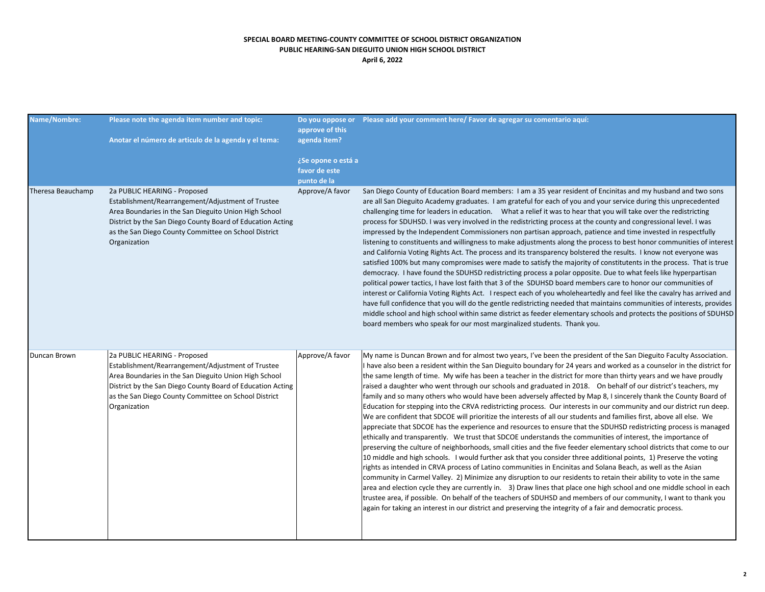**SPECIAL BOARD MEETING-COUNTY COMMITTEE OF SCHOOL DISTRICT ORGANIZATION**
**PUBLIC HEARING-SAN DIEGUITO UNION HIGH SCHOOL DISTRICT**
**April 6, 2022**

| Name/Nombre: | Please note the agenda item number and topic: Anotar el número de articulo de la agenda y el tema: | Do you oppose or approve of this agenda item? ¿Se opone o está a favor de este punto de la | Please add your comment here/ Favor de agregar su comentario aquí: |
|---|---|---|---|
| Theresa Beauchamp | 2a PUBLIC HEARING - Proposed Establishment/Rearrangement/Adjustment of Trustee Area Boundaries in the San Dieguito Union High School District by the San Diego County Board of Education Acting as the San Diego County Committee on School District Organization | Approve/A favor | San Diego County of Education Board members: I am a 35 year resident of Encinitas and my husband and two sons are all San Dieguito Academy graduates. I am grateful for each of you and your service during this unprecedented challenging time for leaders in education. What a relief it was to hear that you will take over the redistricting process for SDUHSD. I was very involved in the redistricting process at the county and congressional level. I was impressed by the Independent Commissioners non partisan approach, patience and time invested in respectfully listening to constituents and willingness to make adjustments along the process to best honor communities of interest and California Voting Rights Act. The process and its transparency bolstered the results. I know not everyone was satisfied 100% but many compromises were made to satisfy the majority of constitutents in the process. That is true democracy. I have found the SDUHSD redistricting process a polar opposite. Due to what feels like hyperpartisan political power tactics, I have lost faith that 3 of the SDUHSD board members care to honor our communities of interest or California Voting Rights Act. I respect each of you wholeheartedly and feel like the cavalry has arrived and have full confidence that you will do the gentle redistricting needed that maintains communities of interests, provides middle school and high school within same district as feeder elementary schools and protects the positions of SDUHSD board members who speak for our most marginalized students. Thank you. |
| Duncan Brown | 2a PUBLIC HEARING - Proposed Establishment/Rearrangement/Adjustment of Trustee Area Boundaries in the San Dieguito Union High School District by the San Diego County Board of Education Acting as the San Diego County Committee on School District Organization | Approve/A favor | My name is Duncan Brown and for almost two years, I've been the president of the San Dieguito Faculty Association. I have also been a resident within the San Dieguito boundary for 24 years and worked as a counselor in the district for the same length of time. My wife has been a teacher in the district for more than thirty years and we have proudly raised a daughter who went through our schools and graduated in 2018. On behalf of our district's teachers, my family and so many others who would have been adversely affected by Map 8, I sincerely thank the County Board of Education for stepping into the CRVA redistricting process. Our interests in our community and our district run deep. We are confident that SDCOE will prioritize the interests of all our students and families first, above all else. We appreciate that SDCOE has the experience and resources to ensure that the SDUHSD redistricting process is managed ethically and transparently. We trust that SDCOE understands the communities of interest, the importance of preserving the culture of neighborhoods, small cities and the five feeder elementary school districts that come to our 10 middle and high schools. I would further ask that you consider three additional points, 1) Preserve the voting rights as intended in CRVA process of Latino communities in Encinitas and Solana Beach, as well as the Asian community in Carmel Valley. 2) Minimize any disruption to our residents to retain their ability to vote in the same area and election cycle they are currently in. 3) Draw lines that place one high school and one middle school in each trustee area, if possible. On behalf of the teachers of SDUHSD and members of our community, I want to thank you again for taking an interest in our district and preserving the integrity of a fair and democratic process. |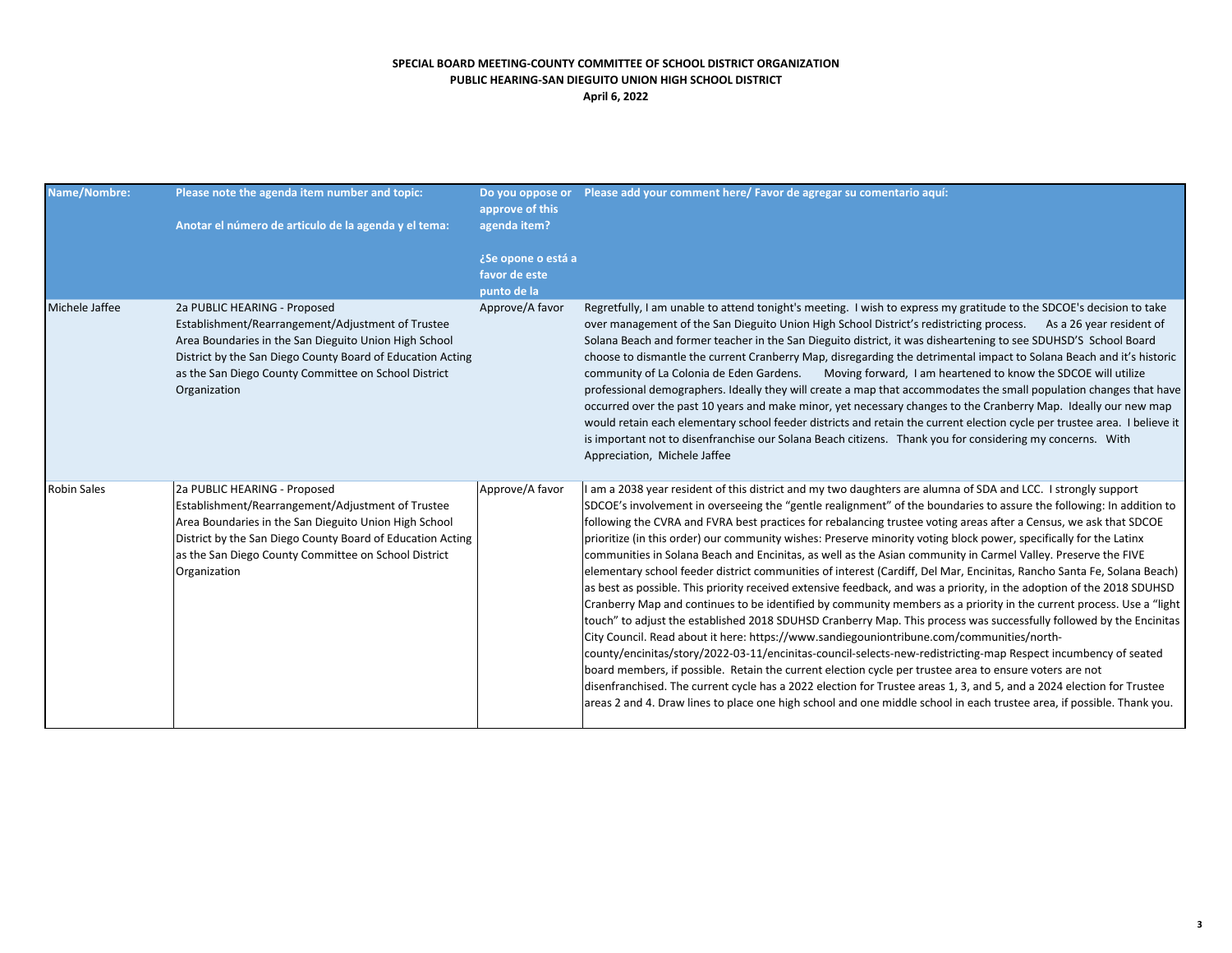**SPECIAL BOARD MEETING-COUNTY COMMITTEE OF SCHOOL DISTRICT ORGANIZATION**
**PUBLIC HEARING-SAN DIEGUITO UNION HIGH SCHOOL DISTRICT**
**April 6, 2022**

| Name/Nombre: | Please note the agenda item number and topic: Anotar el número de articulo de la agenda y el tema: | Do you oppose or approve of this agenda item? ¿Se opone o está a favor de este punto de la | Please add your comment here/ Favor de agregar su comentario aquí: |
|---|---|---|---|
| Michele Jaffee | 2a PUBLIC HEARING - Proposed Establishment/Rearrangement/Adjustment of Trustee Area Boundaries in the San Dieguito Union High School District by the San Diego County Board of Education Acting as the San Diego County Committee on School District Organization | Approve/A favor | Regretfully, I am unable to attend tonight's meeting. I wish to express my gratitude to the SDCOE's decision to take over management of the San Dieguito Union High School District's redistricting process. As a 26 year resident of Solana Beach and former teacher in the San Dieguito district, it was disheartening to see SDUHSD'S School Board choose to dismantle the current Cranberry Map, disregarding the detrimental impact to Solana Beach and it's historic community of La Colonia de Eden Gardens. Moving forward, I am heartened to know the SDCOE will utilize professional demographers. Ideally they will create a map that accommodates the small population changes that have occurred over the past 10 years and make minor, yet necessary changes to the Cranberry Map. Ideally our new map would retain each elementary school feeder districts and retain the current election cycle per trustee area. I believe it is important not to disenfranchise our Solana Beach citizens. Thank you for considering my concerns. With Appreciation, Michele Jaffee |
| Robin Sales | 2a PUBLIC HEARING - Proposed Establishment/Rearrangement/Adjustment of Trustee Area Boundaries in the San Dieguito Union High School District by the San Diego County Board of Education Acting as the San Diego County Committee on School District Organization | Approve/A favor | I am a 2038 year resident of this district and my two daughters are alumna of SDA and LCC. I strongly support SDCOE's involvement in overseeing the "gentle realignment" of the boundaries to assure the following: In addition to following the CVRA and FVRA best practices for rebalancing trustee voting areas after a Census, we ask that SDCOE prioritize (in this order) our community wishes: Preserve minority voting block power, specifically for the Latinx communities in Solana Beach and Encinitas, as well as the Asian community in Carmel Valley. Preserve the FIVE elementary school feeder district communities of interest (Cardiff, Del Mar, Encinitas, Rancho Santa Fe, Solana Beach) as best as possible. This priority received extensive feedback, and was a priority, in the adoption of the 2018 SDUHSD Cranberry Map and continues to be identified by community members as a priority in the current process. Use a "light touch" to adjust the established 2018 SDUHSD Cranberry Map. This process was successfully followed by the Encinitas City Council. Read about it here: https://www.sandiegouniontribune.com/communities/north-county/encinitas/story/2022-03-11/encinitas-council-selects-new-redistricting-map Respect incumbency of seated board members, if possible. Retain the current election cycle per trustee area to ensure voters are not disenfranchised. The current cycle has a 2022 election for Trustee areas 1, 3, and 5, and a 2024 election for Trustee areas 2 and 4. Draw lines to place one high school and one middle school in each trustee area, if possible. Thank you. |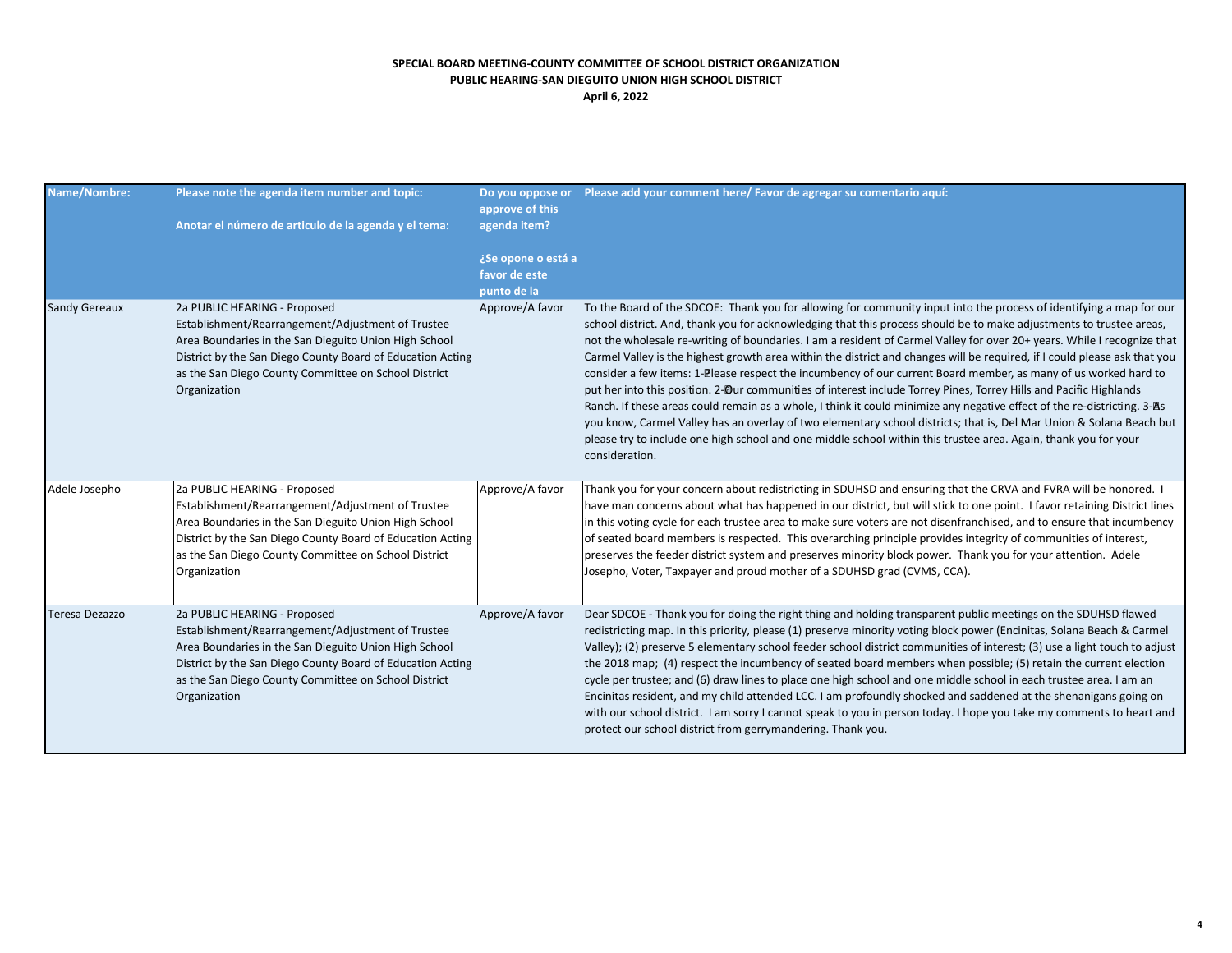**SPECIAL BOARD MEETING-COUNTY COMMITTEE OF SCHOOL DISTRICT ORGANIZATION**
**PUBLIC HEARING-SAN DIEGUITO UNION HIGH SCHOOL DISTRICT**
**April 6, 2022**

| Name/Nombre: | Please note the agenda item number and topic:<br><br>Anotar el número de articulo de la agenda y el tema: | Do you oppose or approve of this agenda item?<br><br>¿Se opone o está a favor de este punto de la | Please add your comment here/ Favor de agregar su comentario aquí: |
|---|---|---|---|
| Sandy Gereaux | 2a PUBLIC HEARING - Proposed Establishment/Rearrangement/Adjustment of Trustee Area Boundaries in the San Dieguito Union High School District by the San Diego County Board of Education Acting as the San Diego County Committee on School District Organization | Approve/A favor | To the Board of the SDCOE: Thank you for allowing for community input into the process of identifying a map for our school district. And, thank you for acknowledging that this process should be to make adjustments to trustee areas, not the wholesale re-writing of boundaries. I am a resident of Carmel Valley for over 20+ years. While I recognize that Carmel Valley is the highest growth area within the district and changes will be required, if I could please ask that you consider a few items: 1-Please respect the incumbency of our current Board member, as many of us worked hard to put her into this position. 2-Our communities of interest include Torrey Pines, Torrey Hills and Pacific Highlands Ranch. If these areas could remain as a whole, I think it could minimize any negative effect of the re-districting. 3-As you know, Carmel Valley has an overlay of two elementary school districts; that is, Del Mar Union & Solana Beach but please try to include one high school and one middle school within this trustee area. Again, thank you for your consideration. |
| Adele Josepho | 2a PUBLIC HEARING - Proposed Establishment/Rearrangement/Adjustment of Trustee Area Boundaries in the San Dieguito Union High School District by the San Diego County Board of Education Acting as the San Diego County Committee on School District Organization | Approve/A favor | Thank you for your concern about redistricting in SDUHSD and ensuring that the CRVA and FVRA will be honored. I have man concerns about what has happened in our district, but will stick to one point. I favor retaining District lines in this voting cycle for each trustee area to make sure voters are not disenfranchised, and to ensure that incumbency of seated board members is respected. This overarching principle provides integrity of communities of interest, preserves the feeder district system and preserves minority block power. Thank you for your attention. Adele Josepho, Voter, Taxpayer and proud mother of a SDUHSD grad (CVMS, CCA). |
| Teresa Dezazzo | 2a PUBLIC HEARING - Proposed Establishment/Rearrangement/Adjustment of Trustee Area Boundaries in the San Dieguito Union High School District by the San Diego County Board of Education Acting as the San Diego County Committee on School District Organization | Approve/A favor | Dear SDCOE - Thank you for doing the right thing and holding transparent public meetings on the SDUHSD flawed redistricting map. In this priority, please (1) preserve minority voting block power (Encinitas, Solana Beach & Carmel Valley); (2) preserve 5 elementary school feeder school district communities of interest; (3) use a light touch to adjust the 2018 map; (4) respect the incumbency of seated board members when possible; (5) retain the current election cycle per trustee; and (6) draw lines to place one high school and one middle school in each trustee area. I am an Encinitas resident, and my child attended LCC. I am profoundly shocked and saddened at the shenanigans going on with our school district. I am sorry I cannot speak to you in person today. I hope you take my comments to heart and protect our school district from gerrymandering. Thank you. |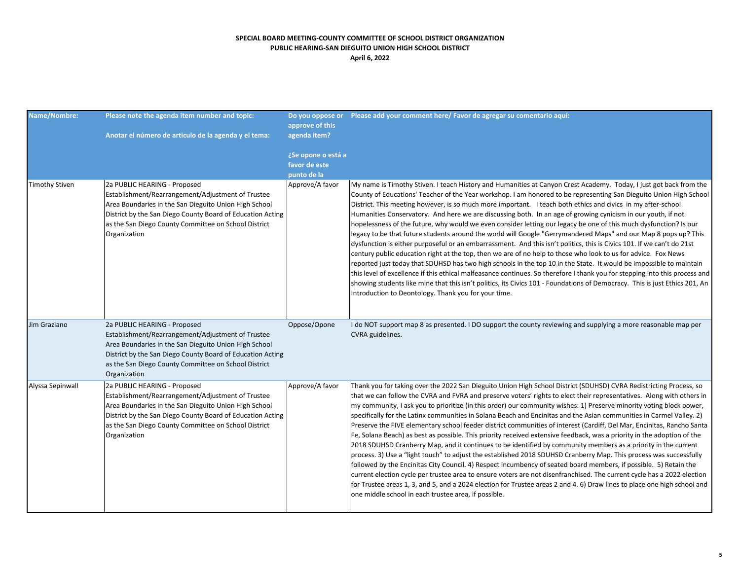**SPECIAL BOARD MEETING-COUNTY COMMITTEE OF SCHOOL DISTRICT ORGANIZATION**
**PUBLIC HEARING-SAN DIEGUITO UNION HIGH SCHOOL DISTRICT**
**April 6, 2022**

| Name/Nombre: | Please note the agenda item number and topic: Anotar el número de articulo de la agenda y el tema: | Do you oppose or approve of this agenda item? ¿Se opone o está a favor de este punto de la | Please add your comment here/ Favor de agregar su comentario aquí: |
|---|---|---|---|
| Timothy Stiven | 2a PUBLIC HEARING - Proposed Establishment/Rearrangement/Adjustment of Trustee Area Boundaries in the San Dieguito Union High School District by the San Diego County Board of Education Acting as the San Diego County Committee on School District Organization | Approve/A favor | My name is Timothy Stiven. I teach History and Humanities at Canyon Crest Academy. Today, I just got back from the County of Educations' Teacher of the Year workshop. I am honored to be representing San Dieguito Union High School District. This meeting however, is so much more important. I teach both ethics and civics in my after-school Humanities Conservatory. And here we are discussing both. In an age of growing cynicism in our youth, if not hopelessness of the future, why would we even consider letting our legacy be one of this much dysfunction? Is our legacy to be that future students around the world will Google "Gerrymandered Maps" and our Map 8 pops up? This dysfunction is either purposeful or an embarrassment. And this isn't politics, this is Civics 101. If we can't do 21st century public education right at the top, then we are of no help to those who look to us for advice. Fox News reported just today that SDUHSD has two high schools in the top 10 in the State. It would be impossible to maintain this level of excellence if this ethical malfeasance continues. So therefore I thank you for stepping into this process and showing students like mine that this isn't politics, its Civics 101 - Foundations of Democracy. This is just Ethics 201, An Introduction to Deontology. Thank you for your time. |
| Jim Graziano | 2a PUBLIC HEARING - Proposed Establishment/Rearrangement/Adjustment of Trustee Area Boundaries in the San Dieguito Union High School District by the San Diego County Board of Education Acting as the San Diego County Committee on School District Organization | Oppose/Opone | I do NOT support map 8 as presented. I DO support the county reviewing and supplying a more reasonable map per CVRA guidelines. |
| Alyssa Sepinwall | 2a PUBLIC HEARING - Proposed Establishment/Rearrangement/Adjustment of Trustee Area Boundaries in the San Dieguito Union High School District by the San Diego County Board of Education Acting as the San Diego County Committee on School District Organization | Approve/A favor | Thank you for taking over the 2022 San Dieguito Union High School District (SDUHSD) CVRA Redistricting Process, so that we can follow the CVRA and FVRA and preserve voters' rights to elect their representatives. Along with others in my community, I ask you to prioritize (in this order) our community wishes: 1) Preserve minority voting block power, specifically for the Latinx communities in Solana Beach and Encinitas and the Asian communities in Carmel Valley. 2) Preserve the FIVE elementary school feeder district communities of interest (Cardiff, Del Mar, Encinitas, Rancho Santa Fe, Solana Beach) as best as possible. This priority received extensive feedback, was a priority in the adoption of the 2018 SDUHSD Cranberry Map, and it continues to be identified by community members as a priority in the current process. 3) Use a "light touch" to adjust the established 2018 SDUHSD Cranberry Map. This process was successfully followed by the Encinitas City Council. 4) Respect incumbency of seated board members, if possible. 5) Retain the current election cycle per trustee area to ensure voters are not disenfranchised. The current cycle has a 2022 election for Trustee areas 1, 3, and 5, and a 2024 election for Trustee areas 2 and 4. 6) Draw lines to place one high school and one middle school in each trustee area, if possible. |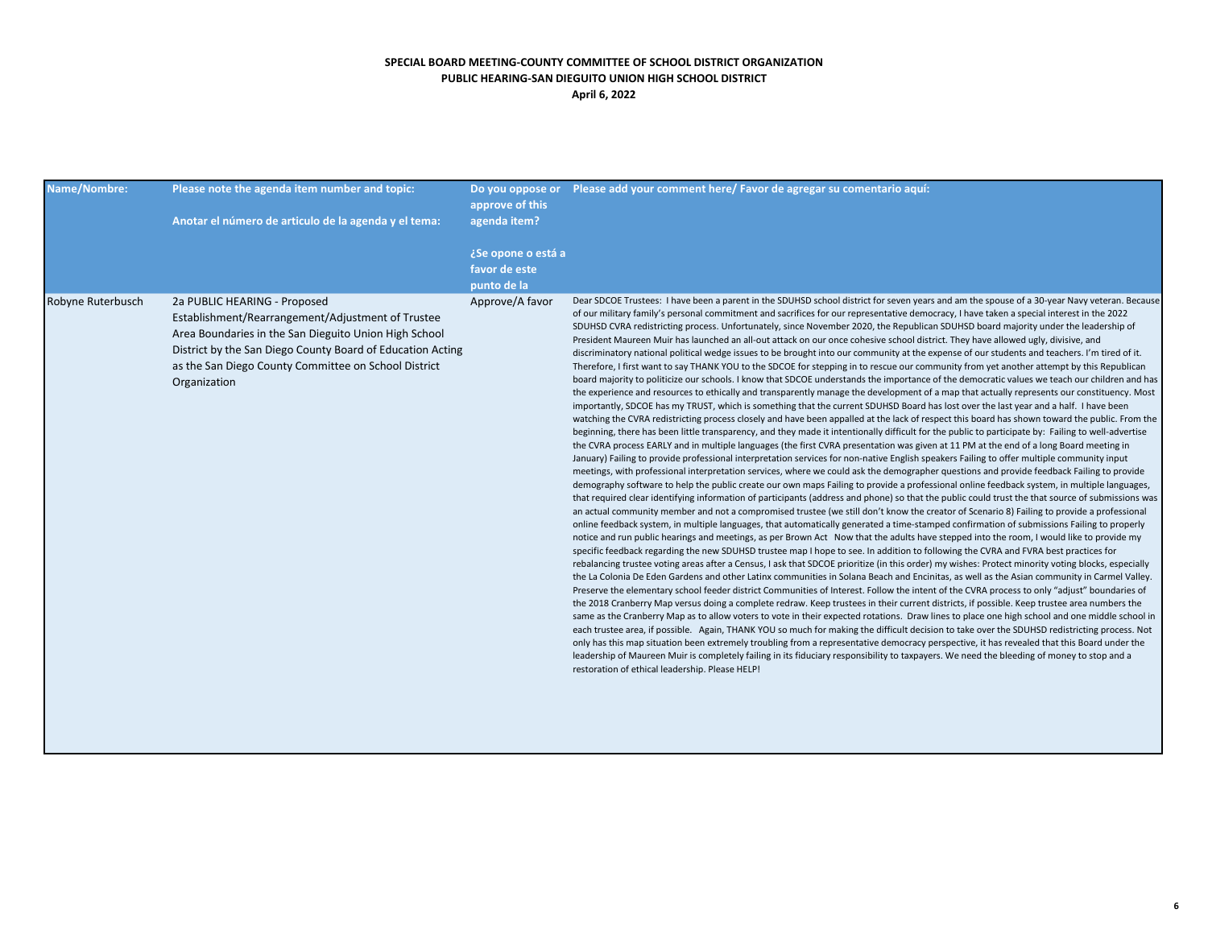**SPECIAL BOARD MEETING-COUNTY COMMITTEE OF SCHOOL DISTRICT ORGANIZATION**
**PUBLIC HEARING-SAN DIEGUITO UNION HIGH SCHOOL DISTRICT**
**April 6, 2022**

| Name/Nombre: | Please note the agenda item number and topic: Anotar el número de articulo de la agenda y el tema: | Do you oppose or approve of this agenda item? ¿Se opone o está a favor de este punto de la | Please add your comment here/ Favor de agregar su comentario aquí: |
|---|---|---|---|
| Robyne Ruterbusch | 2a PUBLIC HEARING - Proposed Establishment/Rearrangement/Adjustment of Trustee Area Boundaries in the San Dieguito Union High School District by the San Diego County Board of Education Acting as the San Diego County Committee on School District Organization | Approve/A favor | Dear SDCOE Trustees: I have been a parent in the SDUHSD school district for seven years and am the spouse of a 30-year Navy veteran. Because of our military family's personal commitment and sacrifices for our representative democracy, I have taken a special interest in the 2022 SDUHSD CVRA redistricting process. Unfortunately, since November 2020, the Republican SDUHSD board majority under the leadership of President Maureen Muir has launched an all-out attack on our once cohesive school district. They have allowed ugly, divisive, and discriminatory national political wedge issues to be brought into our community at the expense of our students and teachers. I'm tired of it. Therefore, I first want to say THANK YOU to the SDCOE for stepping in to rescue our community from yet another attempt by this Republican board majority to politicize our schools. I know that SDCOE understands the importance of the democratic values we teach our children and has the experience and resources to ethically and transparently manage the development of a map that actually represents our constituency. Most importantly, SDCOE has my TRUST, which is something that the current SDUHSD Board has lost over the last year and a half. I have been watching the CVRA redistricting process closely and have been appalled at the lack of respect this board has shown toward the public. From the beginning, there has been little transparency, and they made it intentionally difficult for the public to participate by: Failing to well-advertise the CVRA process EARLY and in multiple languages (the first CVRA presentation was given at 11 PM at the end of a long Board meeting in January) Failing to provide professional interpretation services for non-native English speakers Failing to offer multiple community input meetings, with professional interpretation services, where we could ask the demographer questions and provide feedback Failing to provide demography software to help the public create our own maps Failing to provide a professional online feedback system, in multiple languages, that required clear identifying information of participants (address and phone) so that the public could trust the that source of submissions was an actual community member and not a compromised trustee (we still don't know the creator of Scenario 8) Failing to provide a professional online feedback system, in multiple languages, that automatically generated a time-stamped confirmation of submissions Failing to properly notice and run public hearings and meetings, as per Brown Act Now that the adults have stepped into the room, I would like to provide my specific feedback regarding the new SDUHSD trustee map I hope to see. In addition to following the CVRA and FVRA best practices for rebalancing trustee voting areas after a Census, I ask that SDCOE prioritize (in this order) my wishes: Protect minority voting blocks, especially the La Colonia De Eden Gardens and other Latinx communities in Solana Beach and Encinitas, as well as the Asian community in Carmel Valley. Preserve the elementary school feeder district Communities of Interest. Follow the intent of the CVRA process to only "adjust" boundaries of the 2018 Cranberry Map versus doing a complete redraw. Keep trustees in their current districts, if possible. Keep trustee area numbers the same as the Cranberry Map as to allow voters to vote in their expected rotations. Draw lines to place one high school and one middle school in each trustee area, if possible. Again, THANK YOU so much for making the difficult decision to take over the SDUHSD redistricting process. Not only has this map situation been extremely troubling from a representative democracy perspective, it has revealed that this Board under the leadership of Maureen Muir is completely failing in its fiduciary responsibility to taxpayers. We need the bleeding of money to stop and a restoration of ethical leadership. Please HELP! |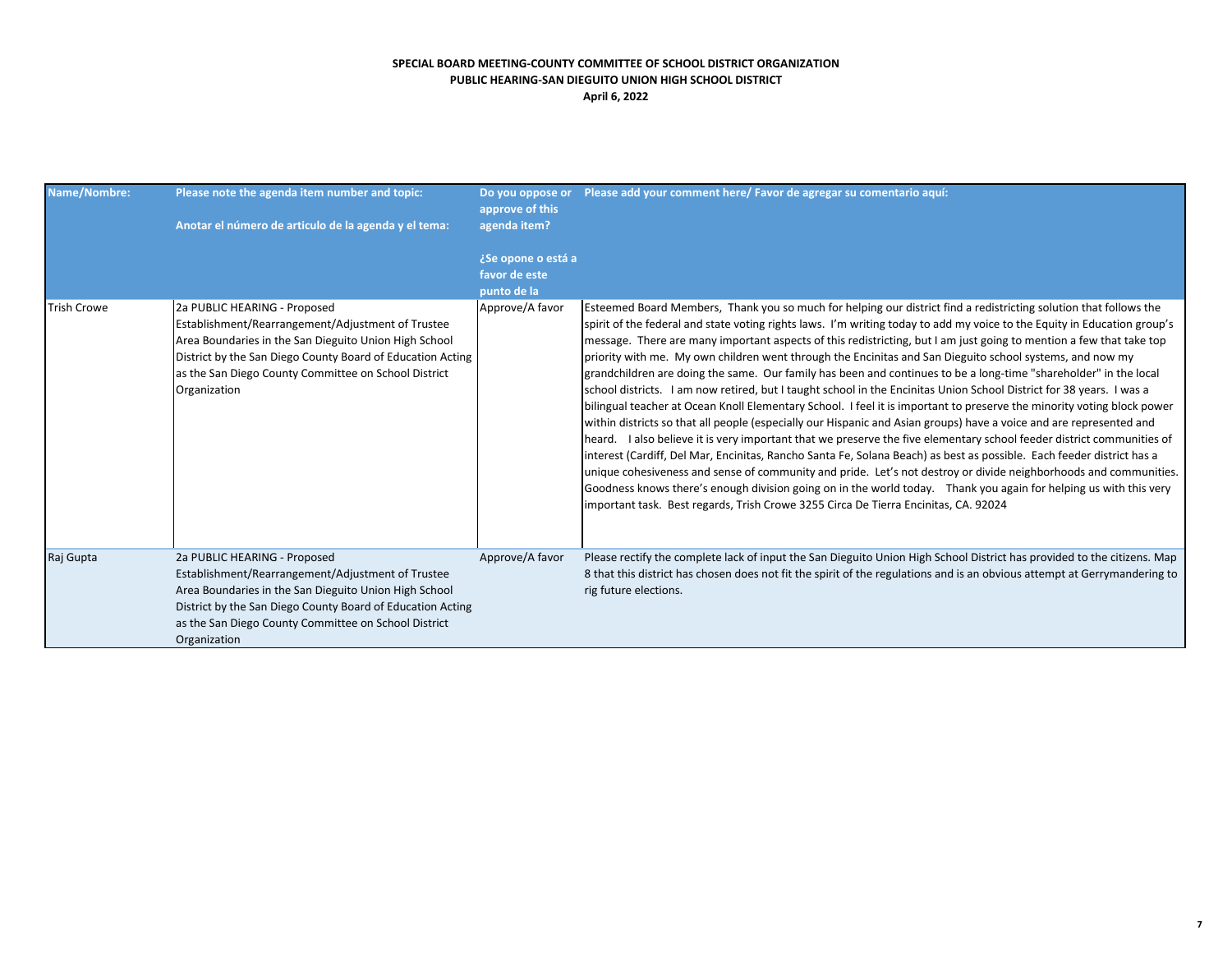**SPECIAL BOARD MEETING-COUNTY COMMITTEE OF SCHOOL DISTRICT ORGANIZATION**
**PUBLIC HEARING-SAN DIEGUITO UNION HIGH SCHOOL DISTRICT**
**April 6, 2022**

| Name/Nombre: | Please note the agenda item number and topic:<br><br>Anotar el número de articulo de la agenda y el tema: | Do you oppose or approve of this agenda item?<br><br>¿Se opone o está a favor de este punto de la | Please add your comment here/ Favor de agregar su comentario aquí: |
|---|---|---|---|
| Trish Crowe | 2a PUBLIC HEARING - Proposed Establishment/Rearrangement/Adjustment of Trustee Area Boundaries in the San Dieguito Union High School District by the San Diego County Board of Education Acting as the San Diego County Committee on School District Organization | Approve/A favor | Esteemed Board Members, Thank you so much for helping our district find a redistricting solution that follows the spirit of the federal and state voting rights laws. I'm writing today to add my voice to the Equity in Education group's message. There are many important aspects of this redistricting, but I am just going to mention a few that take top priority with me. My own children went through the Encinitas and San Dieguito school systems, and now my grandchildren are doing the same. Our family has been and continues to be a long-time "shareholder" in the local school districts. I am now retired, but I taught school in the Encinitas Union School District for 38 years. I was a bilingual teacher at Ocean Knoll Elementary School. I feel it is important to preserve the minority voting block power within districts so that all people (especially our Hispanic and Asian groups) have a voice and are represented and heard. I also believe it is very important that we preserve the five elementary school feeder district communities of interest (Cardiff, Del Mar, Encinitas, Rancho Santa Fe, Solana Beach) as best as possible. Each feeder district has a unique cohesiveness and sense of community and pride. Let's not destroy or divide neighborhoods and communities. Goodness knows there's enough division going on in the world today. Thank you again for helping us with this very important task. Best regards, Trish Crowe 3255 Circa De Tierra Encinitas, CA. 92024 |
| Raj Gupta | 2a PUBLIC HEARING - Proposed Establishment/Rearrangement/Adjustment of Trustee Area Boundaries in the San Dieguito Union High School District by the San Diego County Board of Education Acting as the San Diego County Committee on School District Organization | Approve/A favor | Please rectify the complete lack of input the San Dieguito Union High School District has provided to the citizens. Map 8 that this district has chosen does not fit the spirit of the regulations and is an obvious attempt at Gerrymandering to rig future elections. |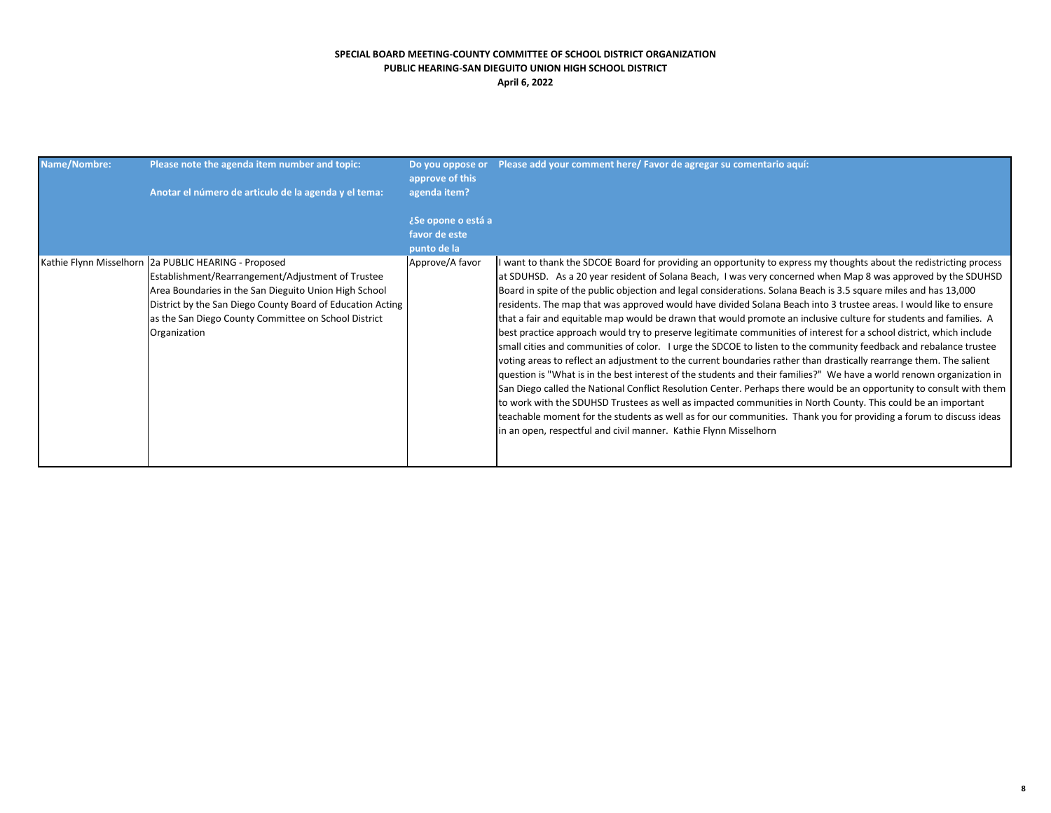**SPECIAL BOARD MEETING-COUNTY COMMITTEE OF SCHOOL DISTRICT ORGANIZATION**
**PUBLIC HEARING-SAN DIEGUITO UNION HIGH SCHOOL DISTRICT**
**April 6, 2022**

| Name/Nombre: | Please note the agenda item number and topic:<br><br>Anotar el número de articulo de la agenda y el tema: | Do you oppose or approve of this agenda item?<br><br>¿Se opone o está a favor de este punto de la | Please add your comment here/ Favor de agregar su comentario aquí: |
|---|---|---|---|
| Kathie Flynn Misselhorn | 2a PUBLIC HEARING - Proposed Establishment/Rearrangement/Adjustment of Trustee Area Boundaries in the San Dieguito Union High School District by the San Diego County Board of Education Acting as the San Diego County Committee on School District Organization | Approve/A favor | I want to thank the SDCOE Board for providing an opportunity to express my thoughts about the redistricting process at SDUHSD. As a 20 year resident of Solana Beach, I was very concerned when Map 8 was approved by the SDUHSD Board in spite of the public objection and legal considerations. Solana Beach is 3.5 square miles and has 13,000 residents. The map that was approved would have divided Solana Beach into 3 trustee areas. I would like to ensure that a fair and equitable map would be drawn that would promote an inclusive culture for students and families. A best practice approach would try to preserve legitimate communities of interest for a school district, which include small cities and communities of color. I urge the SDCOE to listen to the community feedback and rebalance trustee voting areas to reflect an adjustment to the current boundaries rather than drastically rearrange them. The salient question is "What is in the best interest of the students and their families?" We have a world renown organization in San Diego called the National Conflict Resolution Center. Perhaps there would be an opportunity to consult with them to work with the SDUHSD Trustees as well as impacted communities in North County. This could be an important teachable moment for the students as well as for our communities. Thank you for providing a forum to discuss ideas in an open, respectful and civil manner. Kathie Flynn Misselhorn |